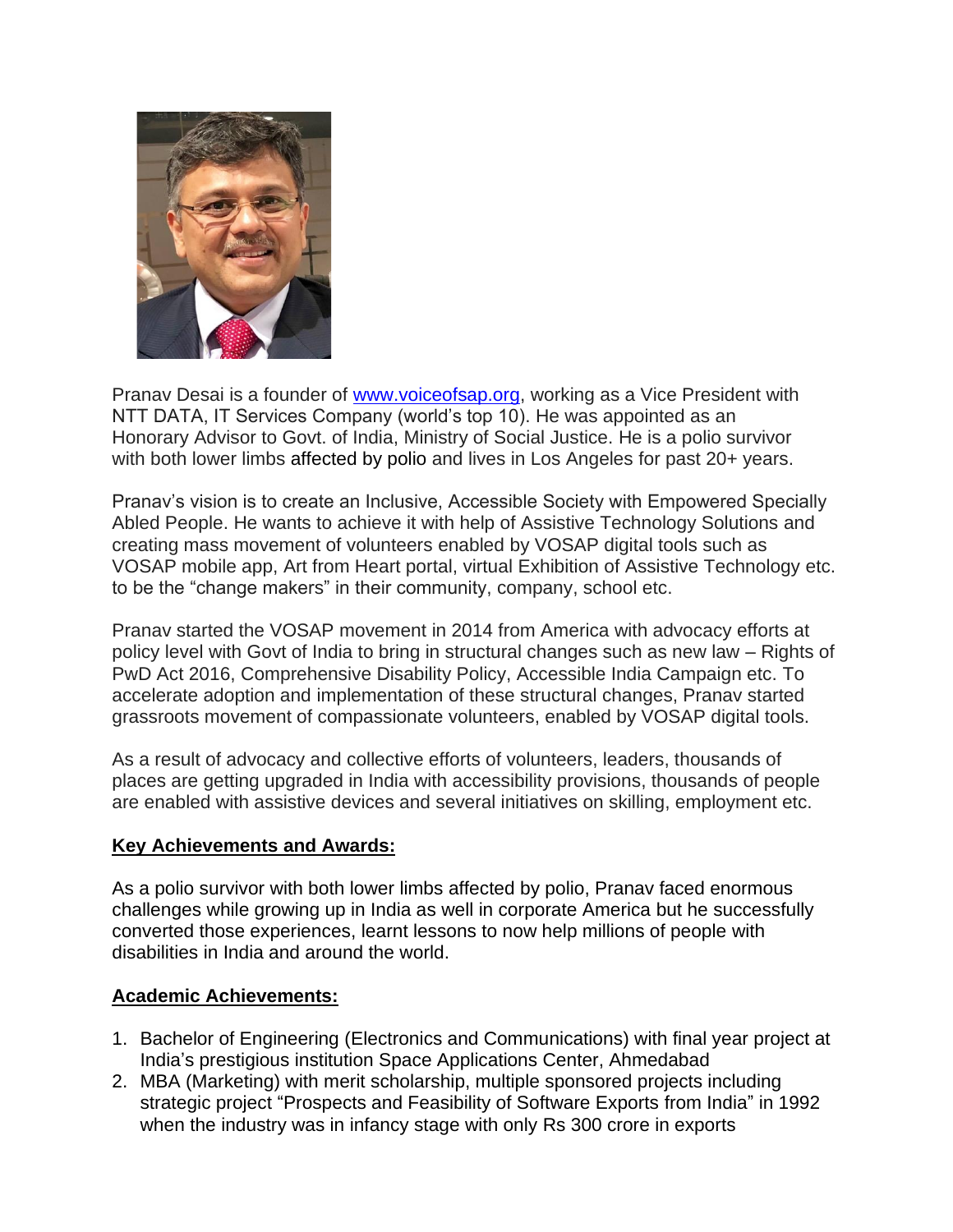Pranav Desai is a founder of [www.voiceofsap.org](http://www.voiceofsap.org), working as a Vice President with NTT DATA, IT Services Company (world's top 10). He was appointed as an Honorary Advisor to Govt. of India, Ministry of Social Justice. He is a polio survivor with both lower limbs affected by polio and lives in Los Angeles for past 20+ years.

Pranav's vision is to create an Inclusive, Accessible Society with Empowered Specially Abled People. He wants to achieve it with help of Assistive Technology Solutions and creating mass movement of volunteers enabled by VOSAP digital tools such as VOSAP mobile app, Art from Heart portal, virtual Exhibition of Assistive Technology etc. to be the "change makers" in their community, company, school etc.

Pranav started the VOSAP movement in 2014 from America with advocacy efforts at policy level with Govt of India to bring in structural changes such as new law – Rights of PwD Act 2016, Comprehensive Disability Policy, Accessible India Campaign etc. To accelerate adoption and implementation of these structural changes, Pranav started grassroots movement of compassionate volunteers, enabled by VOSAP digital tools.

As a result of advocacy and collective efforts of volunteers, leaders, thousands of places are getting upgraded in India with accessibility provisions, thousands of people are enabled with assistive devices and several initiatives on skilling, employment etc.

**Key Achievements and Awards:**

As a polio survivor with both lower limbs affected by polio, Pranav faced enormous challenges while growing up in India as well in corporate America but he successfully converted those experiences, learnt lessons to now help millions of people with disabilities in India and around the world.

**Academic Achievements:**

1. Bachelor of Engineering (Electronics and Communications) with final year project at India's prestigious institution Space Applications Center, Ahmedabad
2. MBA (Marketing) with merit scholarship, multiple sponsored projects including strategic project "Prospects and Feasibility of Software Exports from India" in 1992 when the industry was in infancy stage with only Rs 300 crore in exports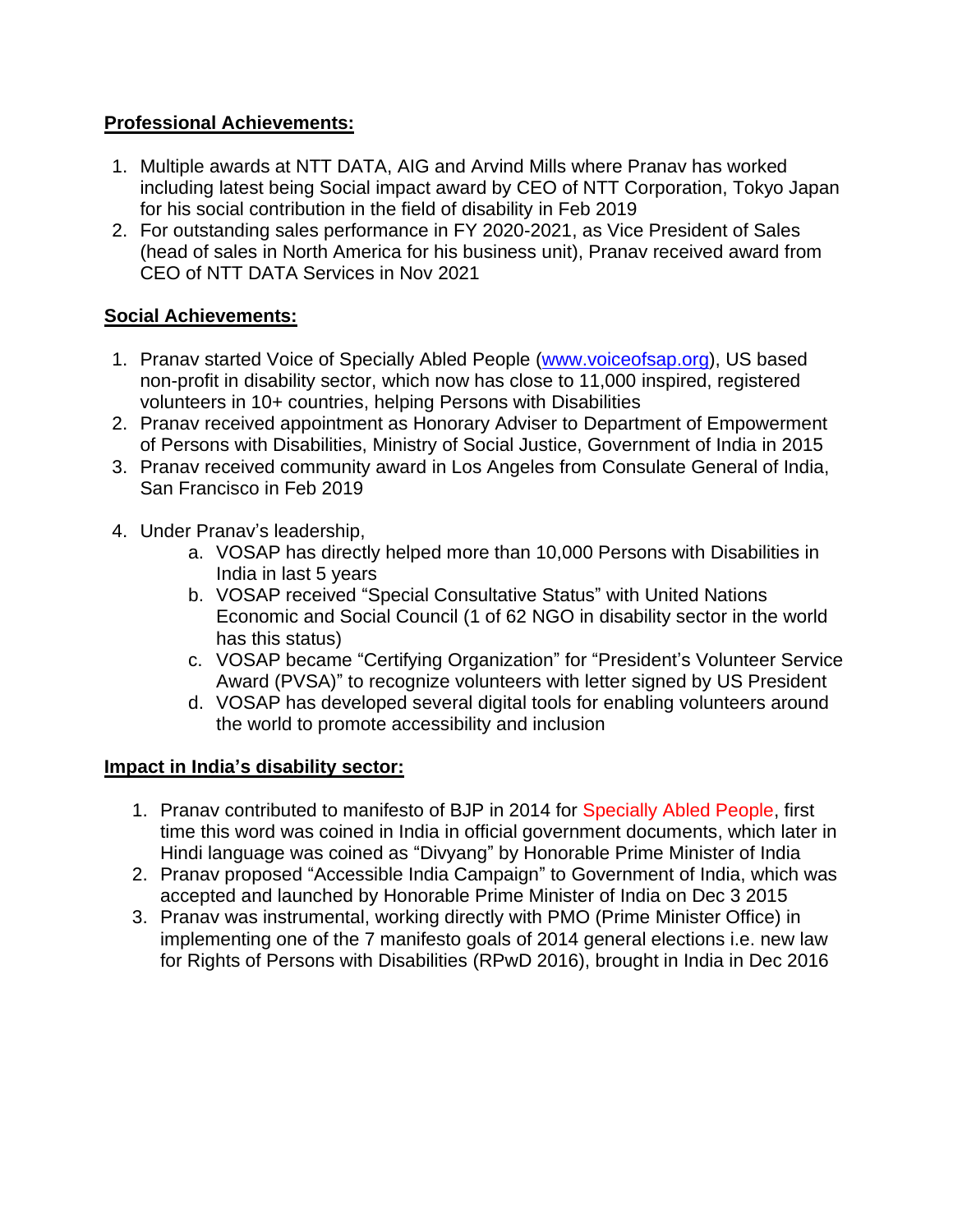**Professional Achievements:**

1. Multiple awards at NTT DATA, AIG and Arvind Mills where Pranav has worked including latest being Social impact award by CEO of NTT Corporation, Tokyo Japan for his social contribution in the field of disability in Feb 2019
2. For outstanding sales performance in FY 2020-2021, as Vice President of Sales (head of sales in North America for his business unit), Pranav received award from CEO of NTT DATA Services in Nov 2021

**Social Achievements:**

1. Pranav started Voice of Specially Abled People (www.voiceofsap.org), US based non-profit in disability sector, which now has close to 11,000 inspired, registered volunteers in 10+ countries, helping Persons with Disabilities
2. Pranav received appointment as Honorary Adviser to Department of Empowerment of Persons with Disabilities, Ministry of Social Justice, Government of India in 2015
3. Pranav received community award in Los Angeles from Consulate General of India, San Francisco in Feb 2019
4. Under Pranav's leadership,
   a. VOSAP has directly helped more than 10,000 Persons with Disabilities in India in last 5 years
   b. VOSAP received "Special Consultative Status" with United Nations Economic and Social Council (1 of 62 NGO in disability sector in the world has this status)
   c. VOSAP became "Certifying Organization" for "President's Volunteer Service Award (PVSA)" to recognize volunteers with letter signed by US President
   d. VOSAP has developed several digital tools for enabling volunteers around the world to promote accessibility and inclusion

**Impact in India's disability sector:**

1. Pranav contributed to manifesto of BJP in 2014 for Specially Abled People, first time this word was coined in India in official government documents, which later in Hindi language was coined as "Divyang" by Honorable Prime Minister of India
2. Pranav proposed "Accessible India Campaign" to Government of India, which was accepted and launched by Honorable Prime Minister of India on Dec 3 2015
3. Pranav was instrumental, working directly with PMO (Prime Minister Office) in implementing one of the 7 manifesto goals of 2014 general elections i.e. new law for Rights of Persons with Disabilities (RPwD 2016), brought in India in Dec 2016